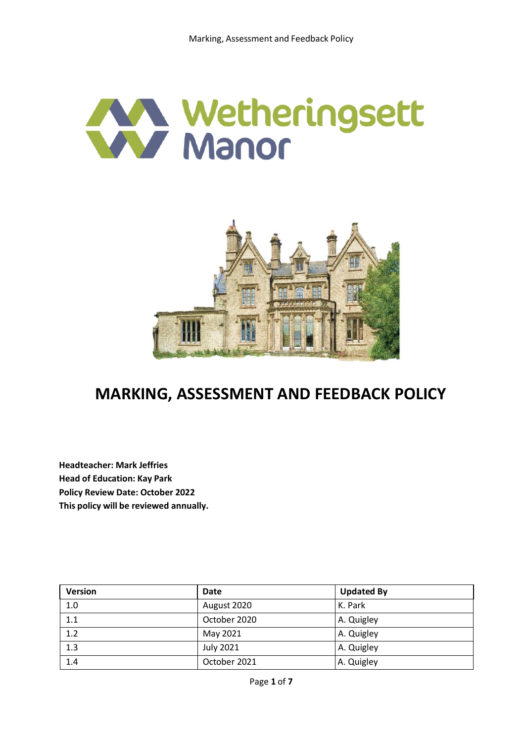Wetheringsett Manor

# MARKING, ASSESSMENT AND FEEDBACK POLICY

**Headteacher: Mark Jeffries**
**Head of Education: Kay Park**
**Policy Review Date: October 2022**
**This policy will be reviewed annually.**

| Version | Date | Updated By |
|---|---|---|
| 1.0 | August 2020 | K. Park |
| 1.1 | October 2020 | A. Quigley |
| 1.2 | May 2021 | A. Quigley |
| 1.3 | July 2021 | A. Quigley |
| 1.4 | October 2021 | A. Quigley |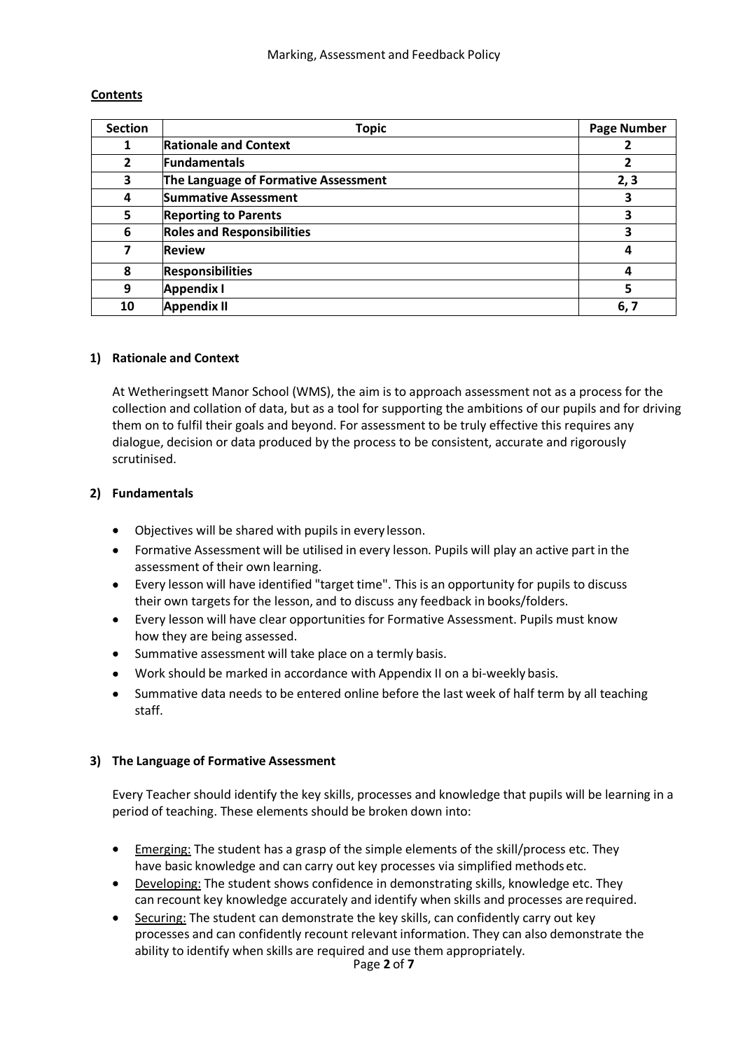**Contents**

| Section | Topic | Page Number |
|---|---|---|
| 1 | **Rationale and Context** | 2 |
| 2 | **Fundamentals** | 2 |
| 3 | **The Language of Formative Assessment** | 2, 3 |
| 4 | **Summative Assessment** | 3 |
| 5 | **Reporting to Parents** | 3 |
| 6 | **Roles and Responsibilities** | 3 |
| 7 | **Review** | 4 |
| 8 | **Responsibilities** | 4 |
| 9 | **Appendix I** | 5 |
| 10 | **Appendix II** | 6, 7 |

## 1) Rationale and Context

At Wetheringsett Manor School (WMS), the aim is to approach assessment not as a process for the collection and collation of data, but as a tool for supporting the ambitions of our pupils and for driving them on to fulfil their goals and beyond. For assessment to be truly effective this requires any dialogue, decision or data produced by the process to be consistent, accurate and rigorously scrutinised.

## 2) Fundamentals

- Objectives will be shared with pupils in every lesson.
- Formative Assessment will be utilised in every lesson. Pupils will play an active part in the assessment of their own learning.
- Every lesson will have identified "target time". This is an opportunity for pupils to discuss their own targets for the lesson, and to discuss any feedback in books/folders.
- Every lesson will have clear opportunities for Formative Assessment. Pupils must know how they are being assessed.
- Summative assessment will take place on a termly basis.
- Work should be marked in accordance with Appendix II on a bi-weekly basis.
- Summative data needs to be entered online before the last week of half term by all teaching staff.

## 3) The Language of Formative Assessment

Every Teacher should identify the key skills, processes and knowledge that pupils will be learning in a period of teaching. These elements should be broken down into:

- Emerging: The student has a grasp of the simple elements of the skill/process etc. They have basic knowledge and can carry out key processes via simplified methods etc.
- Developing: The student shows confidence in demonstrating skills, knowledge etc. They can recount key knowledge accurately and identify when skills and processes are required.
- Securing: The student can demonstrate the key skills, can confidently carry out key processes and can confidently recount relevant information. They can also demonstrate the ability to identify when skills are required and use them appropriately.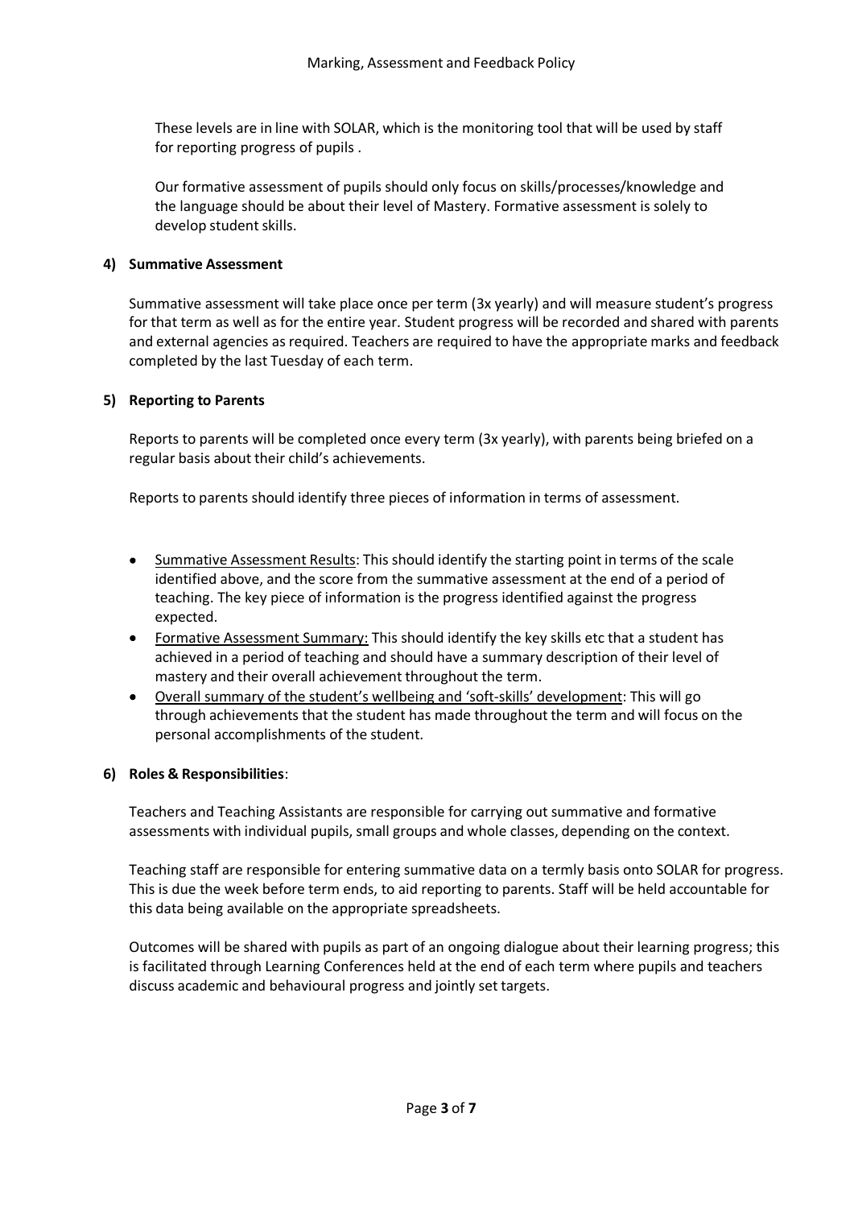These levels are in line with SOLAR, which is the monitoring tool that will be used by staff for reporting progress of pupils .

Our formative assessment of pupils should only focus on skills/processes/knowledge and the language should be about their level of Mastery. Formative assessment is solely to develop student skills.

**4) Summative Assessment**

Summative assessment will take place once per term (3x yearly) and will measure student's progress for that term as well as for the entire year. Student progress will be recorded and shared with parents and external agencies as required. Teachers are required to have the appropriate marks and feedback completed by the last Tuesday of each term.

**5) Reporting to Parents**

Reports to parents will be completed once every term (3x yearly), with parents being briefed on a regular basis about their child's achievements.

Reports to parents should identify three pieces of information in terms of assessment.

- Summative Assessment Results: This should identify the starting point in terms of the scale identified above, and the score from the summative assessment at the end of a period of teaching. The key piece of information is the progress identified against the progress expected.
- Formative Assessment Summary: This should identify the key skills etc that a student has achieved in a period of teaching and should have a summary description of their level of mastery and their overall achievement throughout the term.
- Overall summary of the student's wellbeing and 'soft-skills' development: This will go through achievements that the student has made throughout the term and will focus on the personal accomplishments of the student.

**6) Roles & Responsibilities**:

Teachers and Teaching Assistants are responsible for carrying out summative and formative assessments with individual pupils, small groups and whole classes, depending on the context.

Teaching staff are responsible for entering summative data on a termly basis onto SOLAR for progress. This is due the week before term ends, to aid reporting to parents. Staff will be held accountable for this data being available on the appropriate spreadsheets.

Outcomes will be shared with pupils as part of an ongoing dialogue about their learning progress; this is facilitated through Learning Conferences held at the end of each term where pupils and teachers discuss academic and behavioural progress and jointly set targets.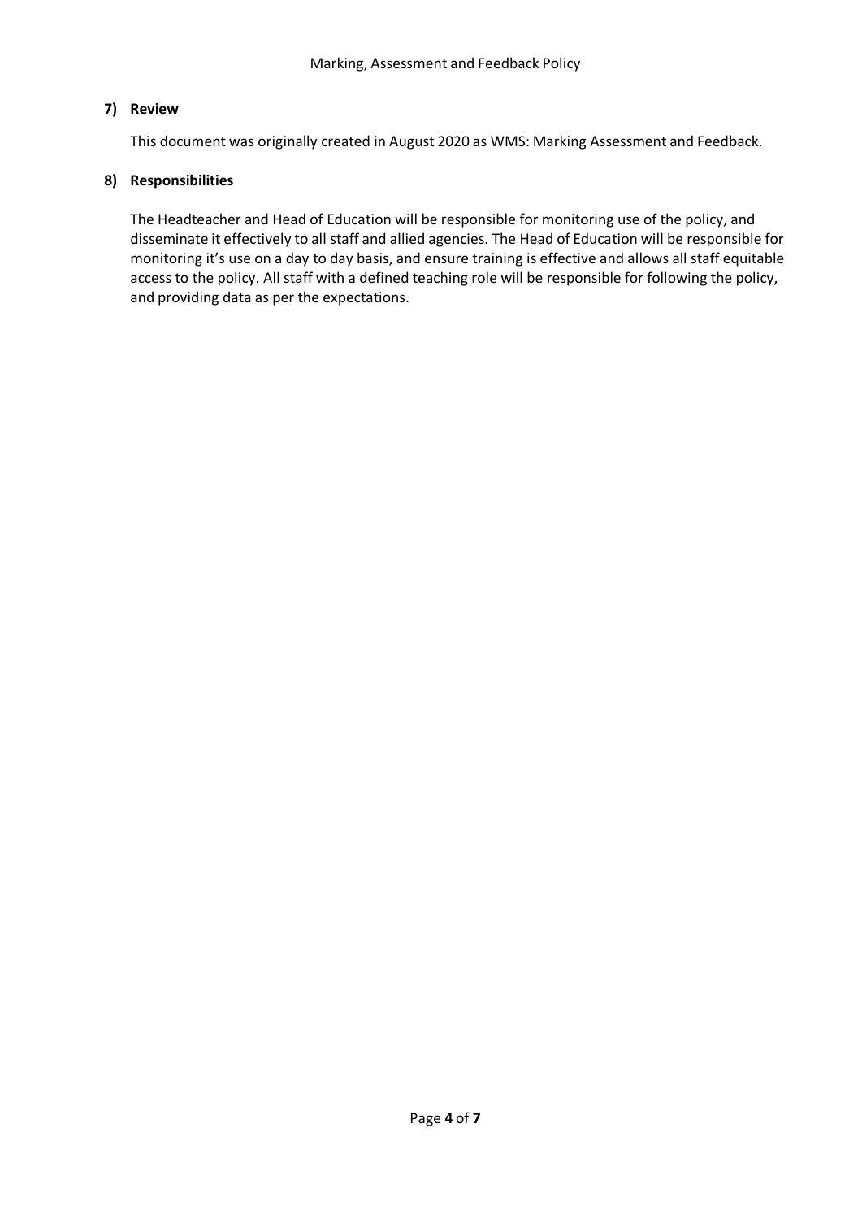## 7) Review

This document was originally created in August 2020 as WMS: Marking Assessment and Feedback.

## 8) Responsibilities

The Headteacher and Head of Education will be responsible for monitoring use of the policy, and disseminate it effectively to all staff and allied agencies. The Head of Education will be responsible for monitoring it's use on a day to day basis, and ensure training is effective and allows all staff equitable access to the policy. All staff with a defined teaching role will be responsible for following the policy, and providing data as per the expectations.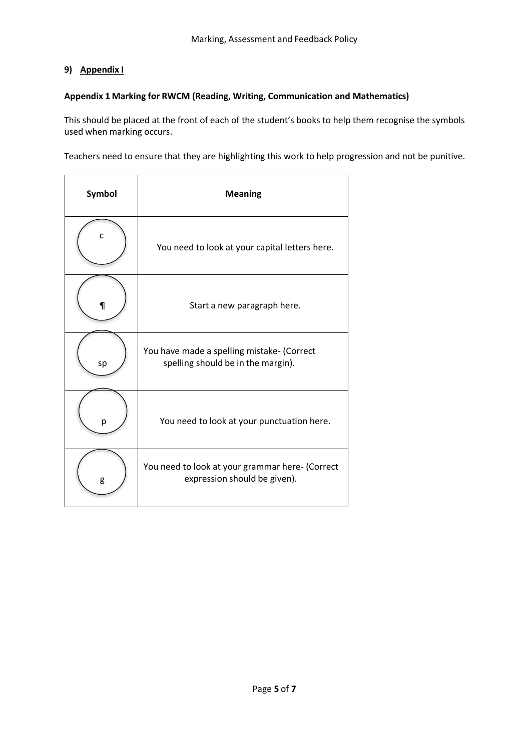## 9) **Appendix I**

### Appendix 1 Marking for RWCM (Reading, Writing, Communication and Mathematics)

This should be placed at the front of each of the student's books to help them recognise the symbols used when marking occurs.

Teachers need to ensure that they are highlighting this work to help progression and not be punitive.

| Symbol | Meaning |
|---|---|
| c | You need to look at your capital letters here. |
| ¶ | Start a new paragraph here. |
| sp | You have made a spelling mistake- (Correct spelling should be in the margin). |
| p | You need to look at your punctuation here. |
| g | You need to look at your grammar here- (Correct expression should be given). |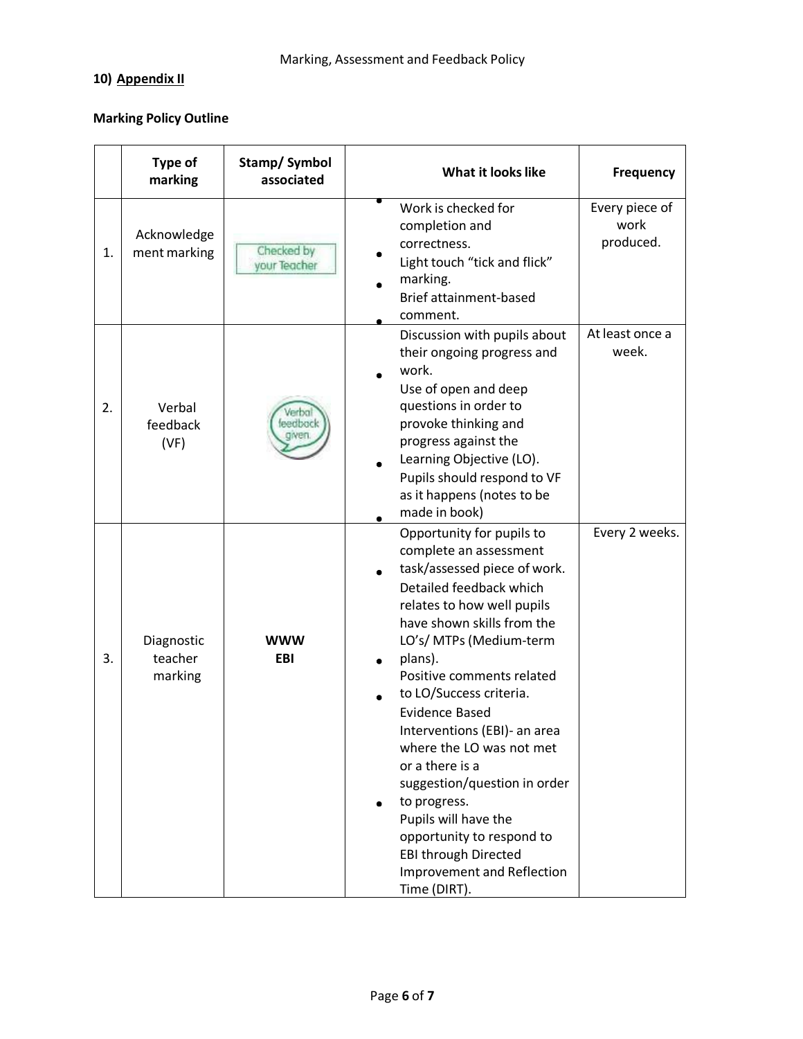## 10) Appendix II

### Marking Policy Outline

| | Type of marking | Stamp/ Symbol associated | What it looks like | Frequency |
|---|---|---|---|---|
| 1. | Acknowledgement marking | Checked by your Teacher | • Work is checked for completion and correctness.<br>• Light touch "tick and flick" marking.<br>• Brief attainment-based comment. | Every piece of work produced. |
| 2. | Verbal feedback (VF) | Verbal feedback given | • Discussion with pupils about their ongoing progress and work.<br>• Use of open and deep questions in order to provoke thinking and progress against the Learning Objective (LO).<br>• Pupils should respond to VF as it happens (notes to be made in book) | At least once a week. |
| 3. | Diagnostic teacher marking | **WWW**<br>**EBI** | • Opportunity for pupils to complete an assessment task/assessed piece of work.<br>• Detailed feedback which relates to how well pupils have shown skills from the LO's/ MTPs (Medium-term plans).<br>• Positive comments related to LO/Success criteria.<br>• Evidence Based Interventions (EBI)- an area where the LO was not met or a there is a suggestion/question in order to progress.<br>• Pupils will have the opportunity to respond to EBI through Directed Improvement and Reflection Time (DIRT). | Every 2 weeks. |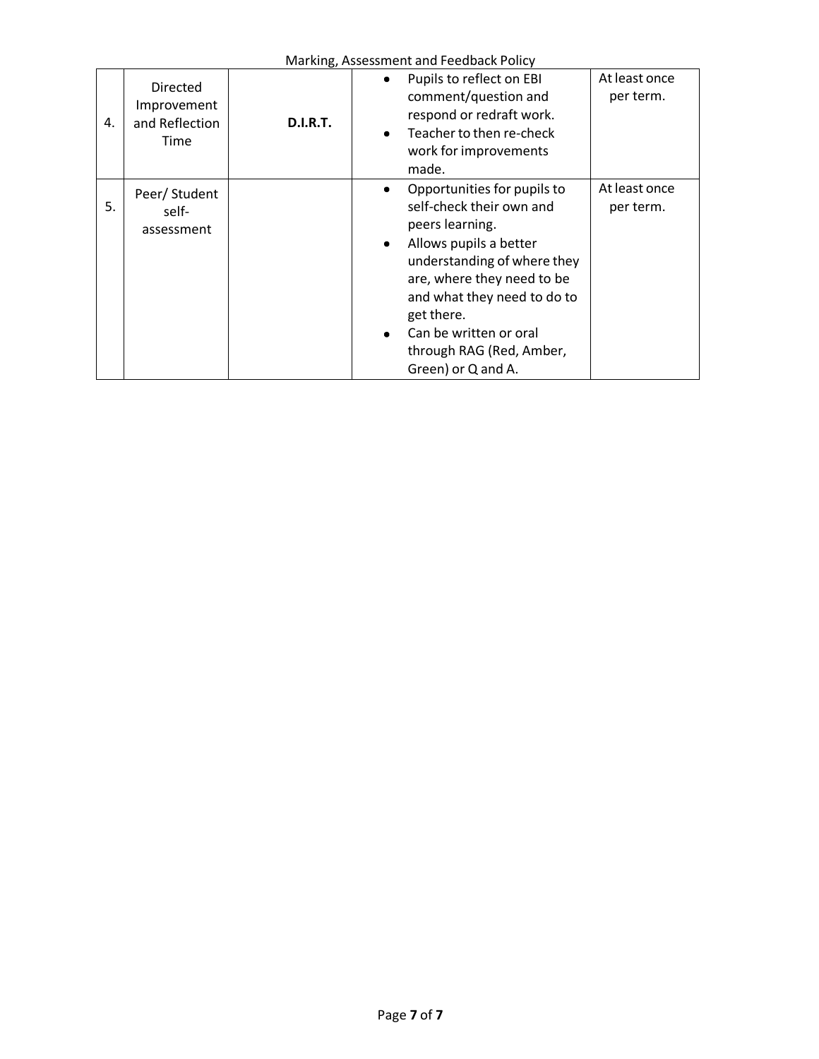| | | | | |
|---|---|---|---|---|
| 4. | Directed Improvement and Reflection Time | **D.I.R.T.** | • Pupils to reflect on EBI comment/question and respond or redraft work.<br>• Teacher to then re-check work for improvements made. | At least once per term. |
| 5. | Peer/ Student self-assessment | | • Opportunities for pupils to self-check their own and peers learning.<br>• Allows pupils a better understanding of where they are, where they need to be and what they need to do to get there.<br>• Can be written or oral through RAG (Red, Amber, Green) or Q and A. | At least once per term. |